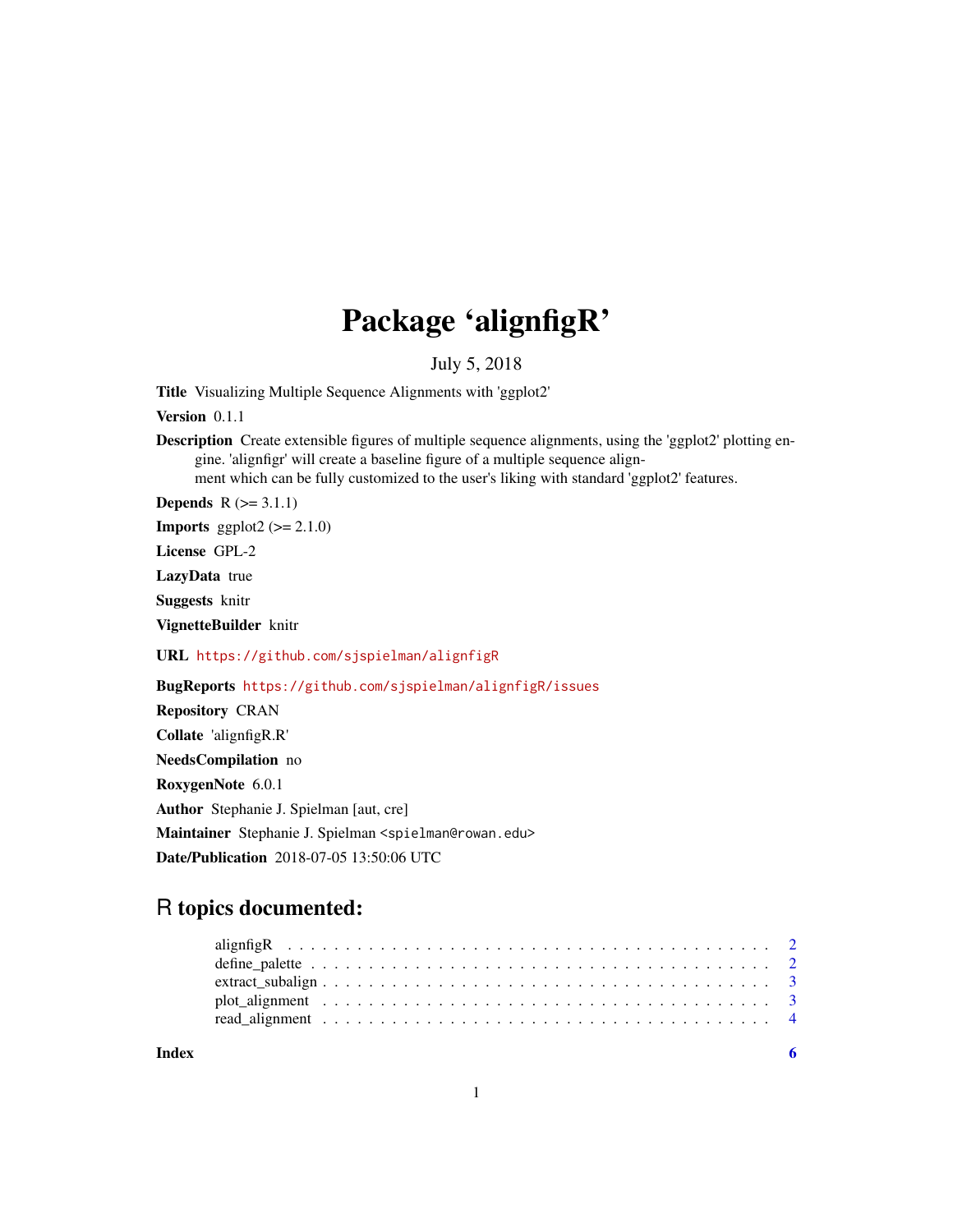# Package 'alignfigR'

July 5, 2018

**Title** Visualizing Multiple Sequence Alignments with 'ggplot2'

**Version** 0.1.1

**Description** Create extensible figures of multiple sequence alignments, using the 'ggplot2' plotting engine. 'alignfigr' will create a baseline figure of a multiple sequence alignment which can be fully customized to the user's liking with standard 'ggplot2' features.

**Depends** R (>= 3.1.1)

**Imports** ggplot2 (>= 2.1.0)

**License** GPL-2

**LazyData** true

**Suggests** knitr

**VignetteBuilder** knitr

**URL** https://github.com/sjspielman/alignfigR

**BugReports** https://github.com/sjspielman/alignfigR/issues

**Repository** CRAN

**Collate** 'alignfigR.R'

**NeedsCompilation** no

**RoxygenNote** 6.0.1

**Author** Stephanie J. Spielman [aut, cre]

**Maintainer** Stephanie J. Spielman <spielman@rowan.edu>

**Date/Publication** 2018-07-05 13:50:06 UTC

## R topics documented:

- alignfigR . . . . . . . . . . . . . . . . . . . . . . . . . . . . . . . . . . . . . . . 2
- define_palette . . . . . . . . . . . . . . . . . . . . . . . . . . . . . . . . . . . . 2
- extract_subalign . . . . . . . . . . . . . . . . . . . . . . . . . . . . . . . . . . . 3
- plot_alignment . . . . . . . . . . . . . . . . . . . . . . . . . . . . . . . . . . . . 3
- read_alignment . . . . . . . . . . . . . . . . . . . . . . . . . . . . . . . . . . . . 4

**Index** 6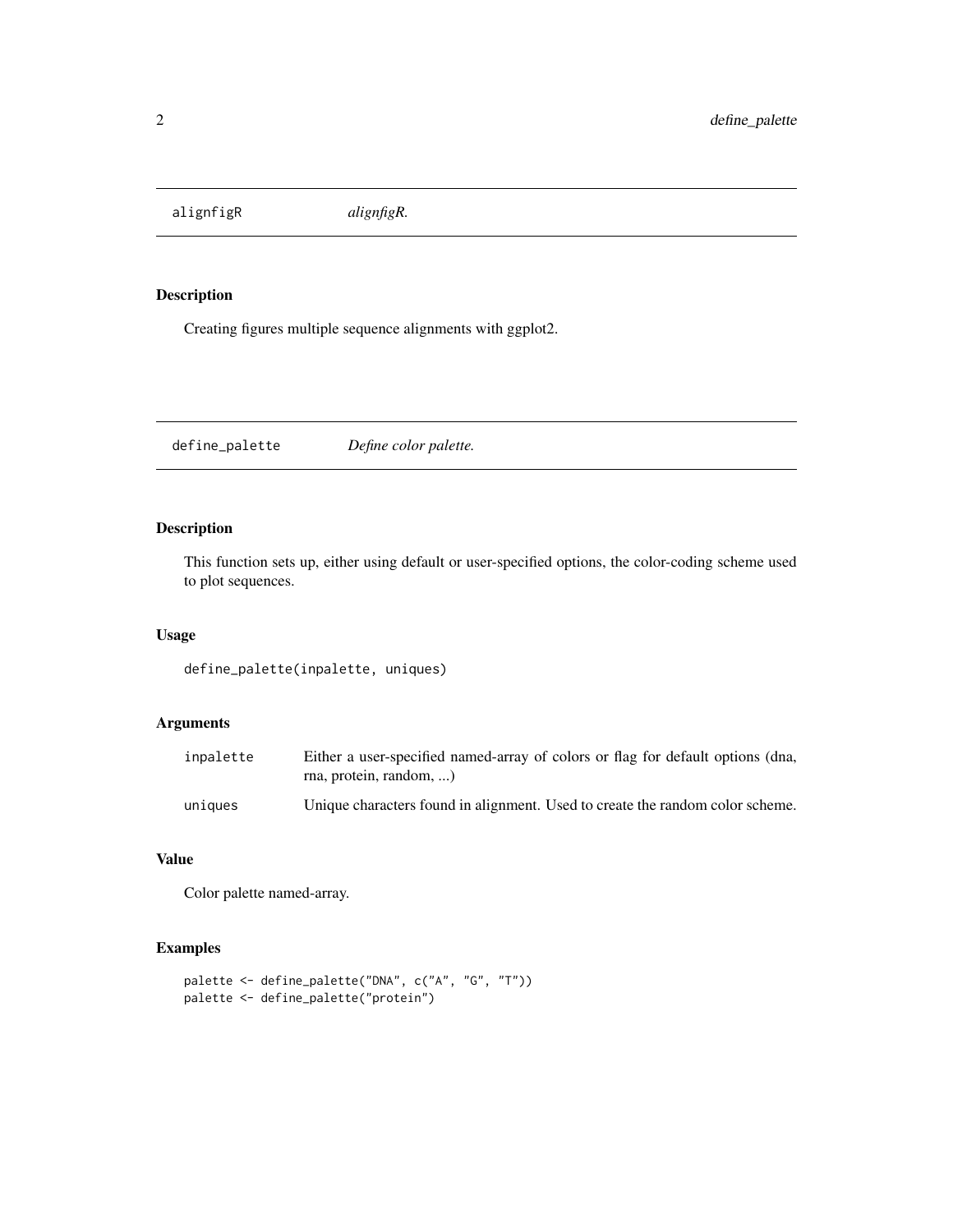## alignfigR — *alignfigR.*

### Description

Creating figures multiple sequence alignments with ggplot2.

## define_palette — *Define color palette.*

### Description

This function sets up, either using default or user-specified options, the color-coding scheme used to plot sequences.

### Usage

```
define_palette(inpalette, uniques)
```

### Arguments

| | |
|---|---|
| inpalette | Either a user-specified named-array of colors or flag for default options (dna, rna, protein, random, ...) |
| uniques | Unique characters found in alignment. Used to create the random color scheme. |

### Value

Color palette named-array.

### Examples

```
palette <- define_palette("DNA", c("A", "G", "T"))
palette <- define_palette("protein")
```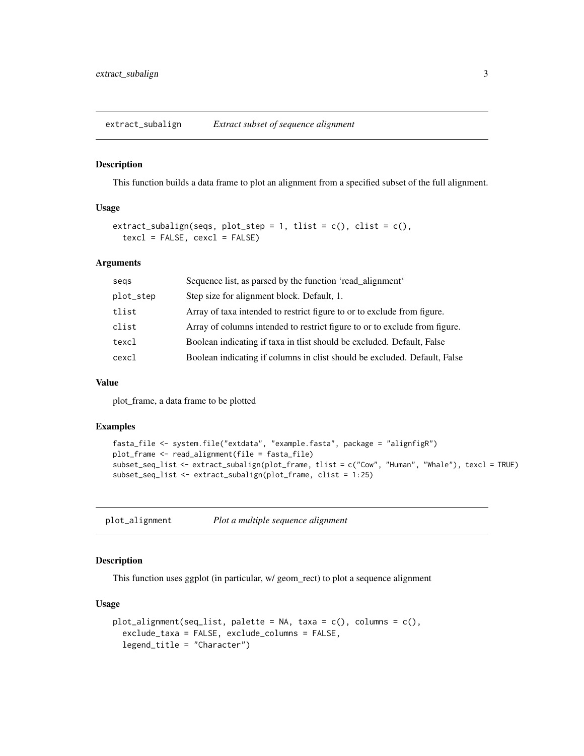## extract_subalign — *Extract subset of sequence alignment*

### Description

This function builds a data frame to plot an alignment from a specified subset of the full alignment.

### Usage

```
extract_subalign(seqs, plot_step = 1, tlist = c(), clist = c(),
  texcl = FALSE, cexcl = FALSE)
```

### Arguments

| | |
|---|---|
| seqs | Sequence list, as parsed by the function 'read_alignment' |
| plot_step | Step size for alignment block. Default, 1. |
| tlist | Array of taxa intended to restrict figure to or to exclude from figure. |
| clist | Array of columns intended to restrict figure to or to exclude from figure. |
| texcl | Boolean indicating if taxa in tlist should be excluded. Default, False |
| cexcl | Boolean indicating if columns in clist should be excluded. Default, False |

### Value

plot_frame, a data frame to be plotted

### Examples

```
fasta_file <- system.file("extdata", "example.fasta", package = "alignfigR")
plot_frame <- read_alignment(file = fasta_file)
subset_seq_list <- extract_subalign(plot_frame, tlist = c("Cow", "Human", "Whale"), texcl = TRUE)
subset_seq_list <- extract_subalign(plot_frame, clist = 1:25)
```

## plot_alignment — *Plot a multiple sequence alignment*

### Description

This function uses ggplot (in particular, w/ geom_rect) to plot a sequence alignment

### Usage

```
plot_alignment(seq_list, palette = NA, taxa = c(), columns = c(),
  exclude_taxa = FALSE, exclude_columns = FALSE,
  legend_title = "Character")
```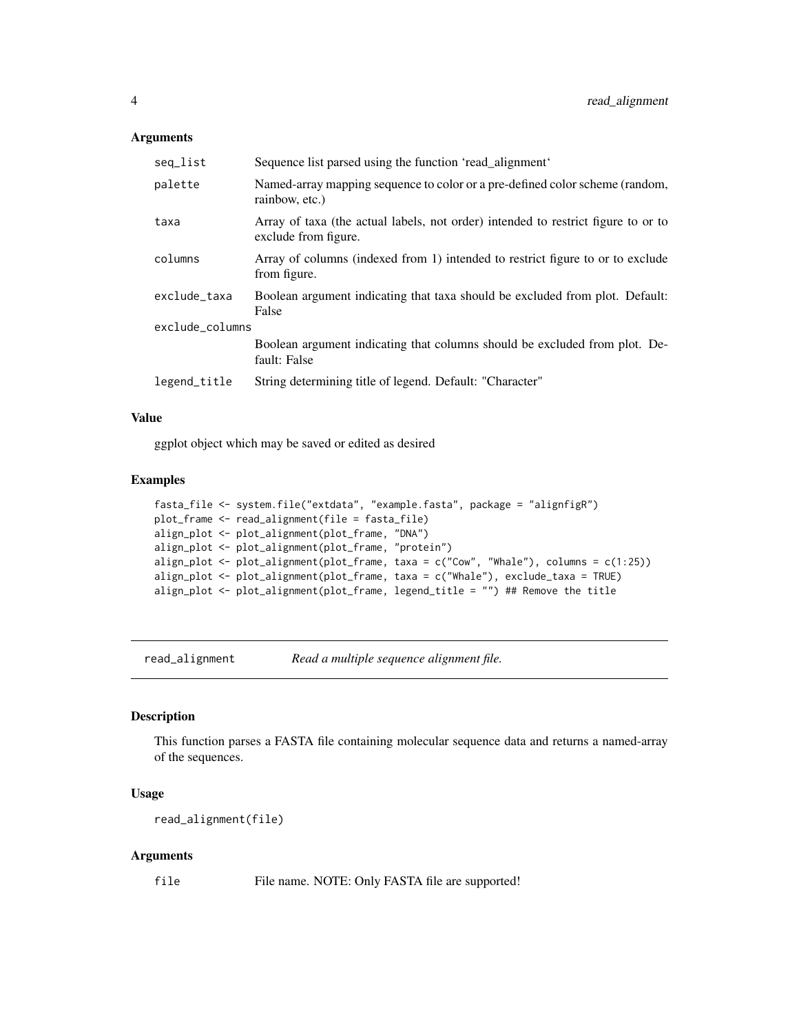### Arguments

| | |
|---|---|
| seq_list | Sequence list parsed using the function 'read_alignment' |
| palette | Named-array mapping sequence to color or a pre-defined color scheme (random, rainbow, etc.) |
| taxa | Array of taxa (the actual labels, not order) intended to restrict figure to or to exclude from figure. |
| columns | Array of columns (indexed from 1) intended to restrict figure to or to exclude from figure. |
| exclude_taxa | Boolean argument indicating that taxa should be excluded from plot. Default: False |
| exclude_columns | Boolean argument indicating that columns should be excluded from plot. Default: False |
| legend_title | String determining title of legend. Default: "Character" |

### Value

ggplot object which may be saved or edited as desired

### Examples

```
fasta_file <- system.file("extdata", "example.fasta", package = "alignfigR")
plot_frame <- read_alignment(file = fasta_file)
align_plot <- plot_alignment(plot_frame, "DNA")
align_plot <- plot_alignment(plot_frame, "protein")
align_plot <- plot_alignment(plot_frame, taxa = c("Cow", "Whale"), columns = c(1:25))
align_plot <- plot_alignment(plot_frame, taxa = c("Whale"), exclude_taxa = TRUE)
align_plot <- plot_alignment(plot_frame, legend_title = "") ## Remove the title
```

---

## read_alignment *Read a multiple sequence alignment file.*

---

### Description

This function parses a FASTA file containing molecular sequence data and returns a named-array of the sequences.

### Usage

```
read_alignment(file)
```

### Arguments

| | |
|---|---|
| file | File name. NOTE: Only FASTA file are supported! |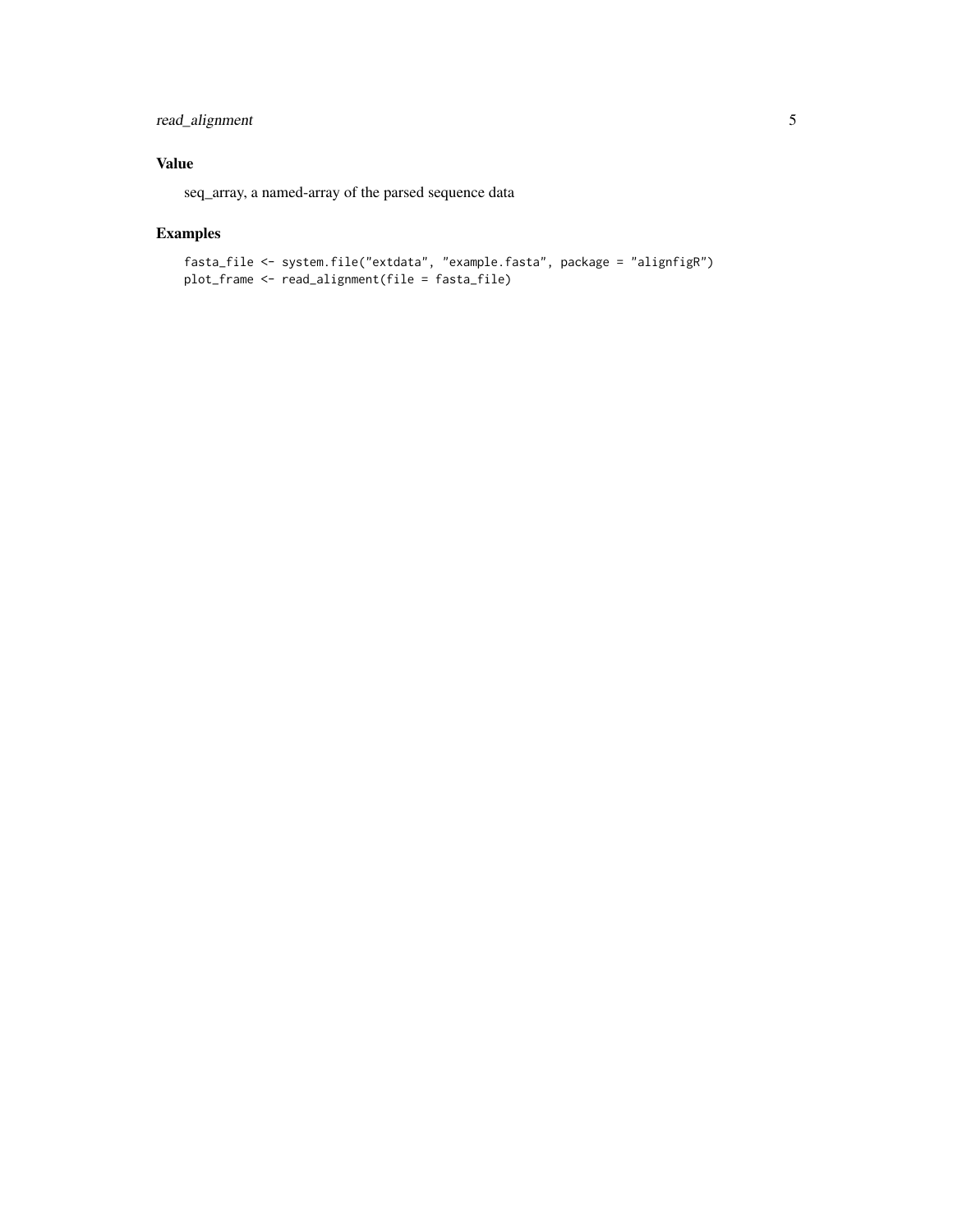## Value

seq_array, a named-array of the parsed sequence data

## Examples

```
fasta_file <- system.file("extdata", "example.fasta", package = "alignfigR")
plot_frame <- read_alignment(file = fasta_file)
```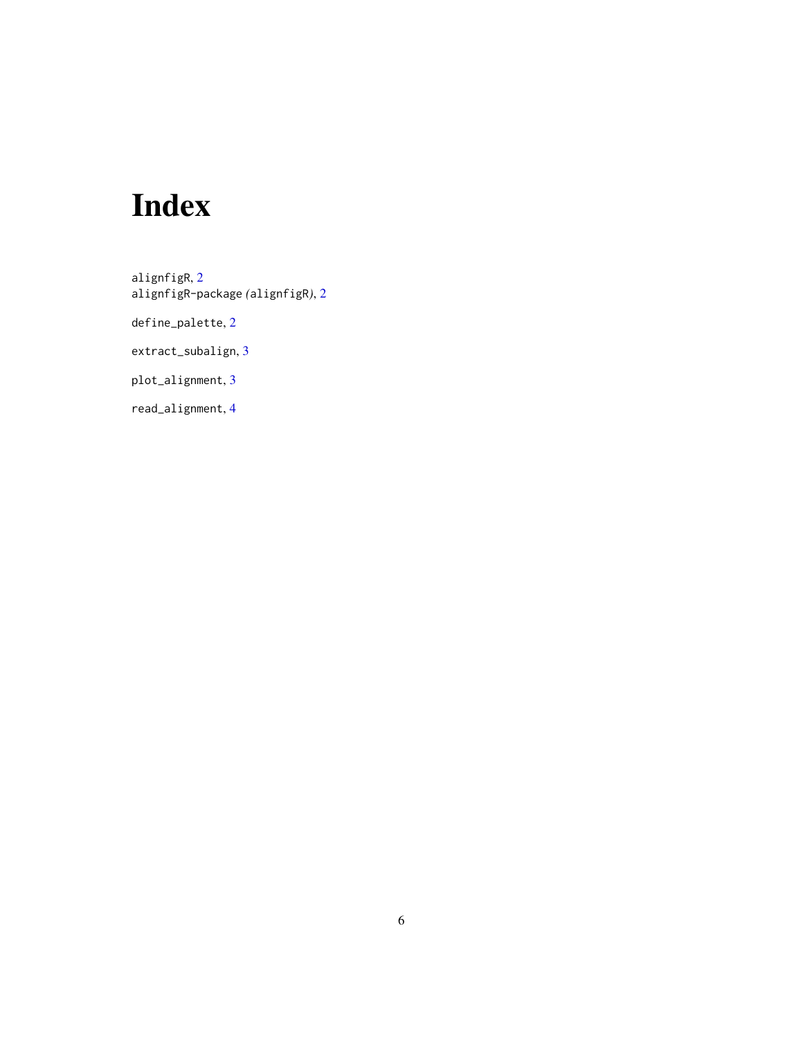# Index

alignfigR, 2
alignfigR-package (alignfigR), 2

define_palette, 2

extract_subalign, 3

plot_alignment, 3

read_alignment, 4